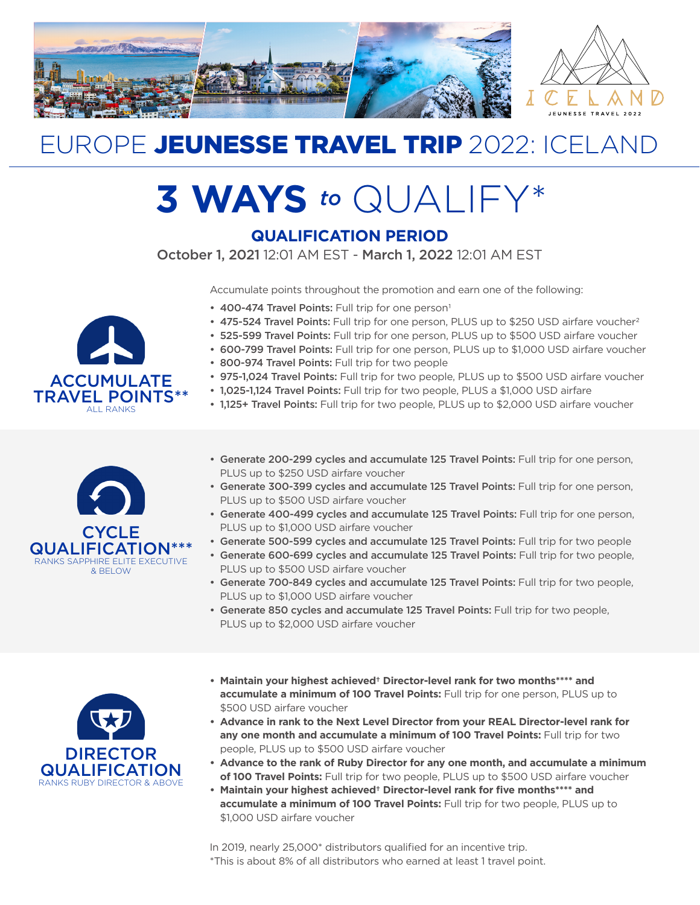# EUROPE **JEUNESSE TRAVEL TRIP** 2022: ICELAND

## 3 WAYS *to* QUALIFY*

### QUALIFICATION PERIOD

**October 1, 2021** 12:01 AM EST - **March 1, 2022** 12:01 AM EST

### ACCUMULATE TRAVEL POINTS**

ALL RANKS

Accumulate points throughout the promotion and earn one of the following:

- **400-474 Travel Points:** Full trip for one person[1]
- **475-524 Travel Points:** Full trip for one person, PLUS up to $250 USD airfare voucher[2]
- **525-599 Travel Points:** Full trip for one person, PLUS up to $500 USD airfare voucher
- **600-799 Travel Points:** Full trip for one person, PLUS up to $1,000 USD airfare voucher
- **800-974 Travel Points:** Full trip for two people
- **975-1,024 Travel Points:** Full trip for two people, PLUS up to $500 USD airfare voucher
- **1,025-1,124 Travel Points:** Full trip for two people, PLUS a $1,000 USD airfare
- **1,125+ Travel Points:** Full trip for two people, PLUS up to $2,000 USD airfare voucher

### CYCLE QUALIFICATION***

RANKS SAPPHIRE ELITE EXECUTIVE & BELOW

- **Generate 200-299 cycles and accumulate 125 Travel Points:** Full trip for one person, PLUS up to $250 USD airfare voucher
- **Generate 300-399 cycles and accumulate 125 Travel Points:** Full trip for one person, PLUS up to $500 USD airfare voucher
- **Generate 400-499 cycles and accumulate 125 Travel Points:** Full trip for one person, PLUS up to $1,000 USD airfare voucher
- **Generate 500-599 cycles and accumulate 125 Travel Points:** Full trip for two people
- **Generate 600-699 cycles and accumulate 125 Travel Points:** Full trip for two people, PLUS up to $500 USD airfare voucher
- **Generate 700-849 cycles and accumulate 125 Travel Points:** Full trip for two people, PLUS up to $1,000 USD airfare voucher
- **Generate 850 cycles and accumulate 125 Travel Points:** Full trip for two people, PLUS up to $2,000 USD airfare voucher

### DIRECTOR QUALIFICATION

RANKS RUBY DIRECTOR & ABOVE

- **Maintain your highest achieved† Director-level rank for two months**** and accumulate a minimum of 100 Travel Points:** Full trip for one person, PLUS up to $500 USD airfare voucher
- **Advance in rank to the Next Level Director from your REAL Director-level rank for any one month and accumulate a minimum of 100 Travel Points:** Full trip for two people, PLUS up to $500 USD airfare voucher
- **Advance to the rank of Ruby Director for any one month, and accumulate a minimum of 100 Travel Points:** Full trip for two people, PLUS up to $500 USD airfare voucher
- **Maintain your highest achieved† Director-level rank for five months**** and accumulate a minimum of 100 Travel Points:** Full trip for two people, PLUS up to $1,000 USD airfare voucher

In 2019, nearly 25,000* distributors qualified for an incentive trip.
*This is about 8% of all distributors who earned at least 1 travel point.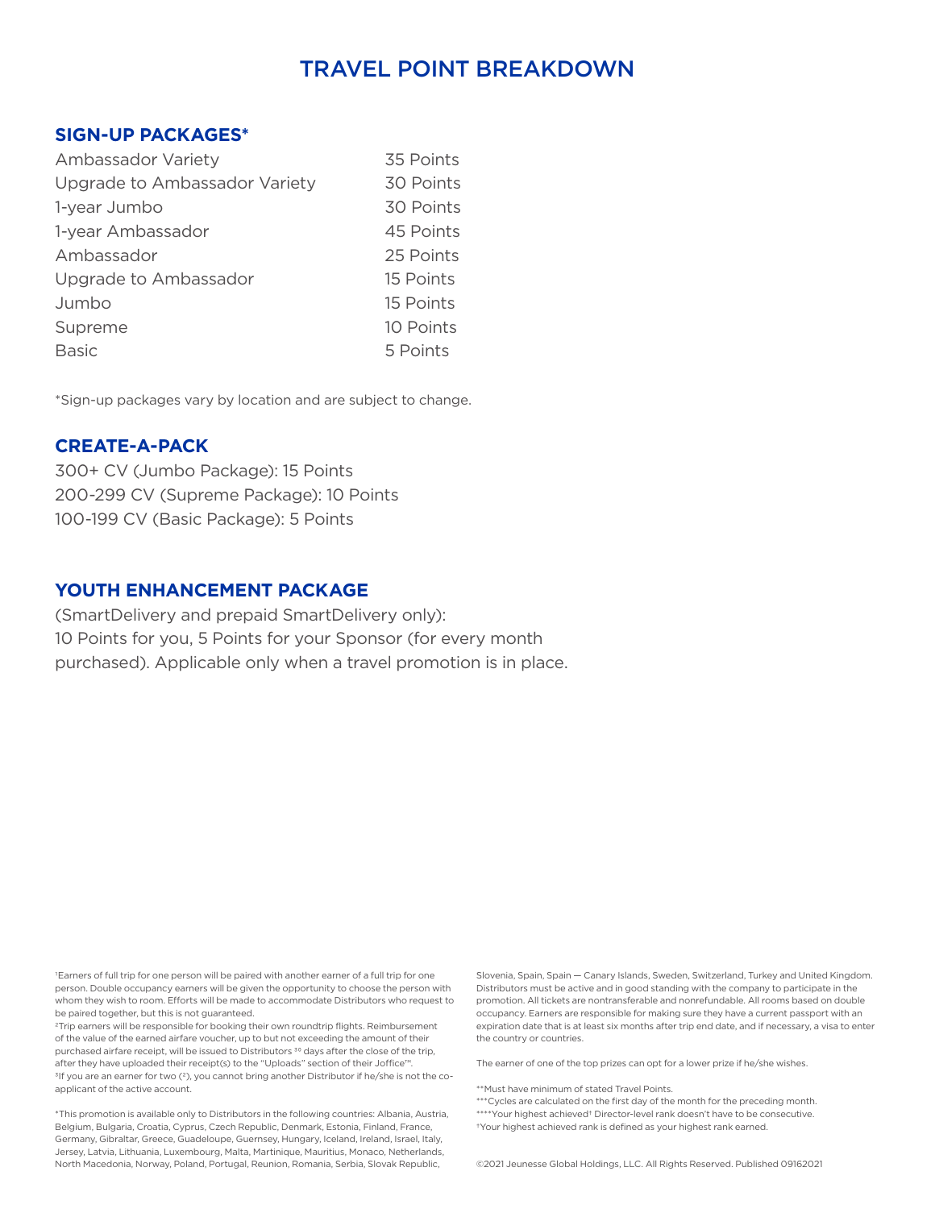# TRAVEL POINT BREAKDOWN

## SIGN-UP PACKAGES*

| | |
|---|---|
| Ambassador Variety | 35 Points |
| Upgrade to Ambassador Variety | 30 Points |
| 1-year Jumbo | 30 Points |
| 1-year Ambassador | 45 Points |
| Ambassador | 25 Points |
| Upgrade to Ambassador | 15 Points |
| Jumbo | 15 Points |
| Supreme | 10 Points |
| Basic | 5 Points |

*Sign-up packages vary by location and are subject to change.

## CREATE-A-PACK

300+ CV (Jumbo Package): 15 Points
200-299 CV (Supreme Package): 10 Points
100-199 CV (Basic Package): 5 Points

## YOUTH ENHANCEMENT PACKAGE

(SmartDelivery and prepaid SmartDelivery only):
10 Points for you, 5 Points for your Sponsor (for every month purchased). Applicable only when a travel promotion is in place.

[1]Earners of full trip for one person will be paired with another earner of a full trip for one person. Double occupancy earners will be given the opportunity to choose the person with whom they wish to room. Efforts will be made to accommodate Distributors who request to be paired together, but this is not guaranteed.
[2]Trip earners will be responsible for booking their own roundtrip flights. Reimbursement of the value of the earned airfare voucher, up to but not exceeding the amount of their purchased airfare receipt, will be issued to Distributors [30] days after the close of the trip, after they have uploaded their receipt(s) to the "Uploads" section of their Joffice™.
[3]If you are an earner for two ([2]), you cannot bring another Distributor if he/she is not the co-applicant of the active account.

*This promotion is available only to Distributors in the following countries: Albania, Austria, Belgium, Bulgaria, Croatia, Cyprus, Czech Republic, Denmark, Estonia, Finland, France, Germany, Gibraltar, Greece, Guadeloupe, Guernsey, Hungary, Iceland, Ireland, Israel, Italy, Jersey, Latvia, Lithuania, Luxembourg, Malta, Martinique, Mauritius, Monaco, Netherlands, North Macedonia, Norway, Poland, Portugal, Reunion, Romania, Serbia, Slovak Republic, Slovenia, Spain, Spain — Canary Islands, Sweden, Switzerland, Turkey and United Kingdom. Distributors must be active and in good standing with the company to participate in the promotion. All tickets are nontransferable and nonrefundable. All rooms based on double occupancy. Earners are responsible for making sure they have a current passport with an expiration date that is at least six months after trip end date, and if necessary, a visa to enter the country or countries.

The earner of one of the top prizes can opt for a lower prize if he/she wishes.

**Must have minimum of stated Travel Points.
***Cycles are calculated on the first day of the month for the preceding month.
****Your highest achieved† Director-level rank doesn't have to be consecutive.
†Your highest achieved rank is defined as your highest rank earned.

©2021 Jeunesse Global Holdings, LLC. All Rights Reserved. Published 09162021